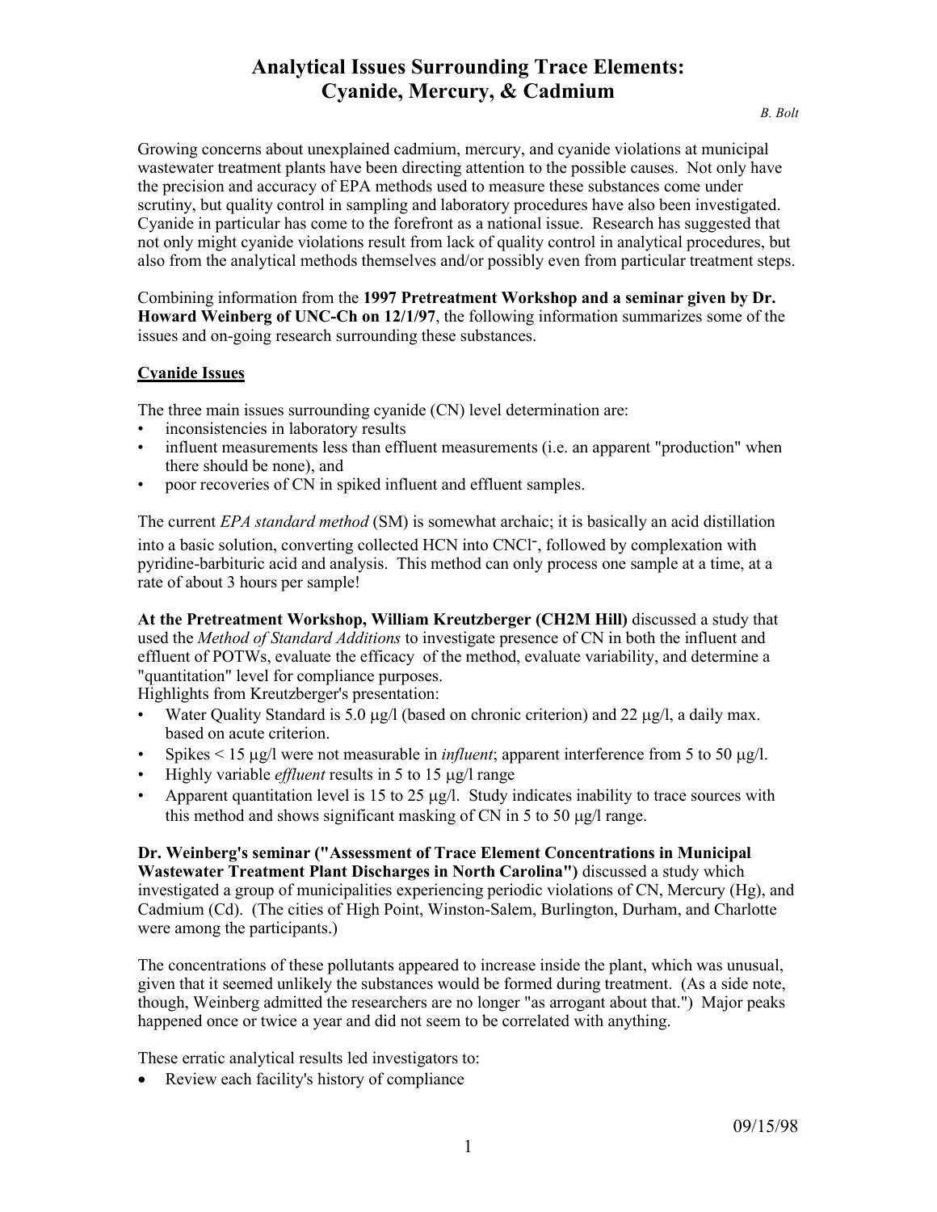# Analytical Issues Surrounding Trace Elements: Cyanide, Mercury, & Cadmium

*B. Bolt*

Growing concerns about unexplained cadmium, mercury, and cyanide violations at municipal wastewater treatment plants have been directing attention to the possible causes. Not only have the precision and accuracy of EPA methods used to measure these substances come under scrutiny, but quality control in sampling and laboratory procedures have also been investigated. Cyanide in particular has come to the forefront as a national issue. Research has suggested that not only might cyanide violations result from lack of quality control in analytical procedures, but also from the analytical methods themselves and/or possibly even from particular treatment steps.

Combining information from the **1997 Pretreatment Workshop and a seminar given by Dr. Howard Weinberg of UNC-Ch on 12/1/97**, the following information summarizes some of the issues and on-going research surrounding these substances.

## Cyanide Issues

The three main issues surrounding cyanide (CN) level determination are:

- inconsistencies in laboratory results
- influent measurements less than effluent measurements (i.e. an apparent "production" when there should be none), and
- poor recoveries of CN in spiked influent and effluent samples.

The current *EPA standard method* (SM) is somewhat archaic; it is basically an acid distillation into a basic solution, converting collected HCN into $CNCl^-$, followed by complexation with pyridine-barbituric acid and analysis. This method can only process one sample at a time, at a rate of about 3 hours per sample!

**At the Pretreatment Workshop, William Kreutzberger (CH2M Hill)** discussed a study that used the *Method of Standard Additions* to investigate presence of CN in both the influent and effluent of POTWs, evaluate the efficacy of the method, evaluate variability, and determine a "quantitation" level for compliance purposes.

Highlights from Kreutzberger's presentation:

- Water Quality Standard is 5.0 μg/l (based on chronic criterion) and 22 μg/l, a daily max. based on acute criterion.
- Spikes < 15 μg/l were not measurable in *influent*; apparent interference from 5 to 50 μg/l.
- Highly variable *effluent* results in 5 to 15 μg/l range
- Apparent quantitation level is 15 to 25 μg/l. Study indicates inability to trace sources with this method and shows significant masking of CN in 5 to 50 μg/l range.

**Dr. Weinberg's seminar ("Assessment of Trace Element Concentrations in Municipal Wastewater Treatment Plant Discharges in North Carolina")** discussed a study which investigated a group of municipalities experiencing periodic violations of CN, Mercury (Hg), and Cadmium (Cd). (The cities of High Point, Winston-Salem, Burlington, Durham, and Charlotte were among the participants.)

The concentrations of these pollutants appeared to increase inside the plant, which was unusual, given that it seemed unlikely the substances would be formed during treatment. (As a side note, though, Weinberg admitted the researchers are no longer "as arrogant about that.") Major peaks happened once or twice a year and did not seem to be correlated with anything.

These erratic analytical results led investigators to:

- Review each facility's history of compliance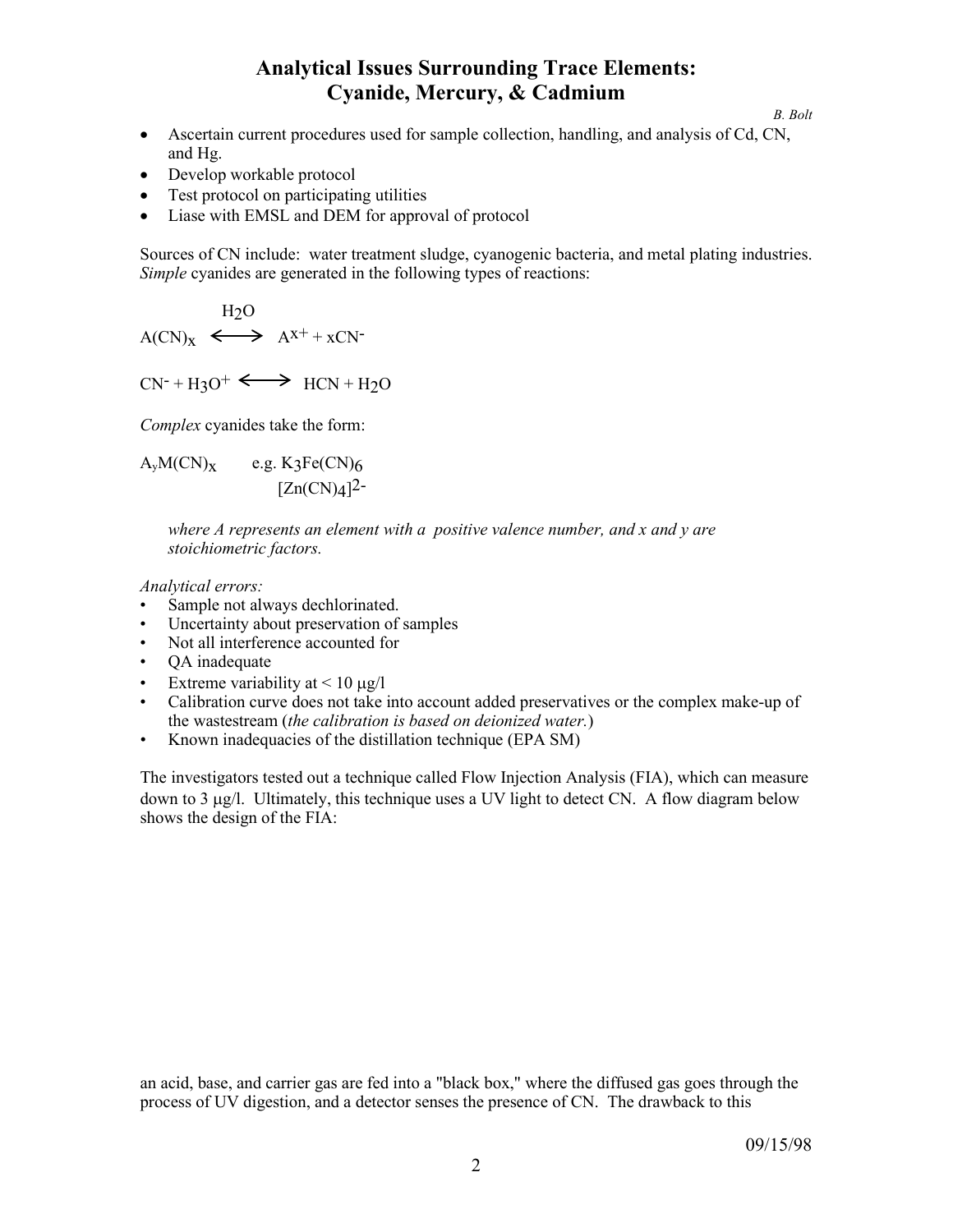# Analytical Issues Surrounding Trace Elements: Cyanide, Mercury, & Cadmium

*B. Bolt*

- Ascertain current procedures used for sample collection, handling, and analysis of Cd, CN, and Hg.
- Develop workable protocol
- Test protocol on participating utilities
- Liase with EMSL and DEM for approval of protocol

Sources of CN include: water treatment sludge, cyanogenic bacteria, and metal plating industries. *Simple* cyanides are generated in the following types of reactions:

$$A(CN)_x \overset{H_2O}{\longleftrightarrow} A^{x+} + xCN^-$$

$$CN^- + H_3O^+ \longleftrightarrow HCN + H_2O$$

*Complex* cyanides take the form:

$A_yM(CN)_x$ e.g. $K_3Fe(CN)_6$
$[Zn(CN)_4]^{2-}$

*where A represents an element with a positive valence number, and x and y are stoichiometric factors.*

*Analytical errors:*

- Sample not always dechlorinated.
- Uncertainty about preservation of samples
- Not all interference accounted for
- QA inadequate
- Extreme variability at < 10 μg/l
- Calibration curve does not take into account added preservatives or the complex make-up of the wastestream (*the calibration is based on deionized water.*)
- Known inadequacies of the distillation technique (EPA SM)

The investigators tested out a technique called Flow Injection Analysis (FIA), which can measure down to 3 μg/l. Ultimately, this technique uses a UV light to detect CN. A flow diagram below shows the design of the FIA:

an acid, base, and carrier gas are fed into a "black box," where the diffused gas goes through the process of UV digestion, and a detector senses the presence of CN. The drawback to this

09/15/98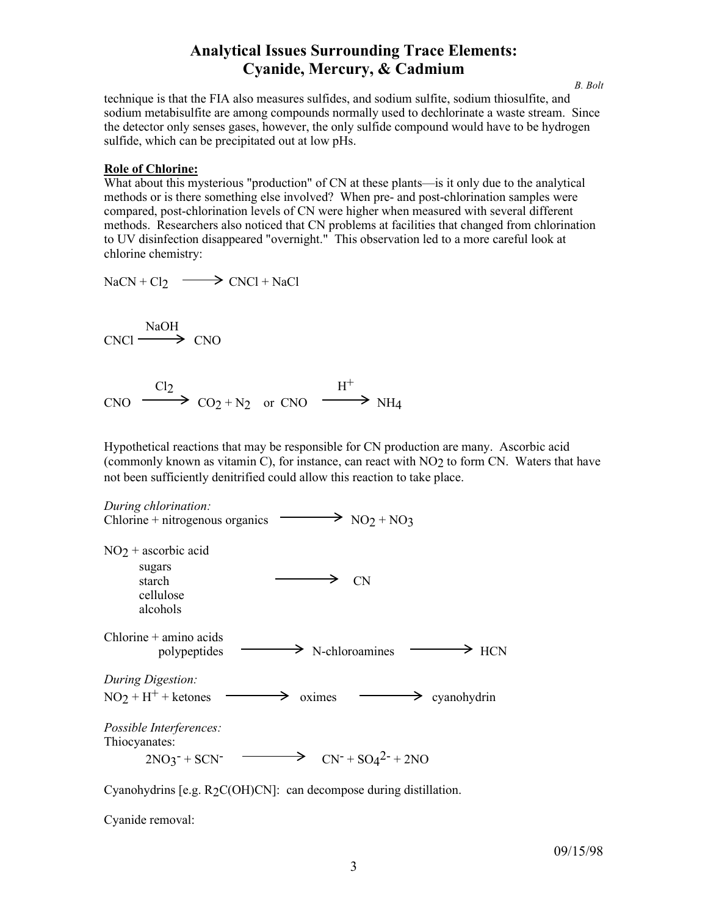technique is that the FIA also measures sulfides, and sodium sulfite, sodium thiosulfite, and sodium metabisulfite are among compounds normally used to dechlorinate a waste stream. Since the detector only senses gases, however, the only sulfide compound would have to be hydrogen sulfide, which can be precipitated out at low pHs.

**Role of Chlorine:**

What about this mysterious "production" of CN at these plants—is it only due to the analytical methods or is there something else involved? When pre- and post-chlorination samples were compared, post-chlorination levels of CN were higher when measured with several different methods. Researchers also noticed that CN problems at facilities that changed from chlorination to UV disinfection disappeared "overnight." This observation led to a more careful look at chlorine chemistry:

$$NaCN + Cl_2 \longrightarrow CNCl + NaCl$$

$$CNCl \xrightarrow{NaOH} CNO$$

$$CNO \xrightarrow{Cl_2} CO_2 + N_2 \quad \text{or} \quad CNO \xrightarrow{H^+} NH_4$$

Hypothetical reactions that may be responsible for CN production are many. Ascorbic acid (commonly known as vitamin C), for instance, can react with $NO_2$ to form CN. Waters that have not been sufficiently denitrified could allow this reaction to take place.

*During chlorination:*

Chlorine + nitrogenous organics ⟶ $NO_2 + NO_3$

$NO_2$ + ascorbic acid, sugars, starch, cellulose, alcohols ⟶ CN

Chlorine + amino acids, polypeptides ⟶ N-chloroamines ⟶ HCN

*During Digestion:*

$NO_2 + H^+$ + ketones ⟶ oximes ⟶ cyanohydrin

*Possible Interferences:*

Thiocyanates:

$$2NO_3^- + SCN^- \longrightarrow CN^- + SO_4^{2-} + 2NO$$

Cyanohydrins [e.g. $R_2C(OH)CN$]: can decompose during distillation.

Cyanide removal: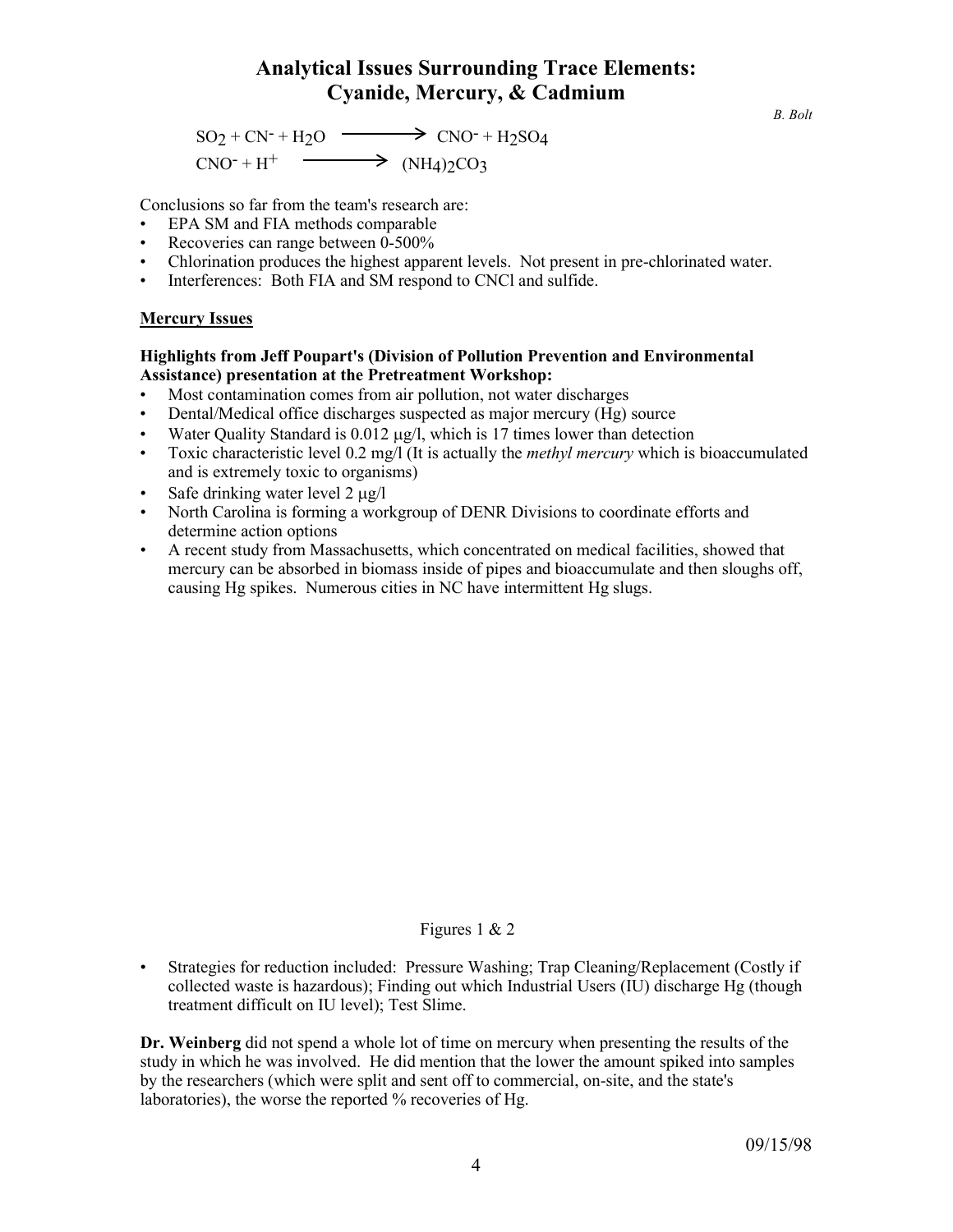# Analytical Issues Surrounding Trace Elements: Cyanide, Mercury, & Cadmium

*B. Bolt*

$$SO_2 + CN^- + H_2O \longrightarrow CNO^- + H_2SO_4$$

$$CNO^- + H^+ \longrightarrow (NH_4)_2CO_3$$

Conclusions so far from the team's research are:

- EPA SM and FIA methods comparable
- Recoveries can range between 0-500%
- Chlorination produces the highest apparent levels. Not present in pre-chlorinated water.
- Interferences: Both FIA and SM respond to CNCl and sulfide.

## Mercury Issues

**Highlights from Jeff Poupart's (Division of Pollution Prevention and Environmental Assistance) presentation at the Pretreatment Workshop:**

- Most contamination comes from air pollution, not water discharges
- Dental/Medical office discharges suspected as major mercury (Hg) source
- Water Quality Standard is 0.012 μg/l, which is 17 times lower than detection
- Toxic characteristic level 0.2 mg/l (It is actually the *methyl mercury* which is bioaccumulated and is extremely toxic to organisms)
- Safe drinking water level 2 μg/l
- North Carolina is forming a workgroup of DENR Divisions to coordinate efforts and determine action options
- A recent study from Massachusetts, which concentrated on medical facilities, showed that mercury can be absorbed in biomass inside of pipes and bioaccumulate and then sloughs off, causing Hg spikes. Numerous cities in NC have intermittent Hg slugs.

Figures 1 & 2

- Strategies for reduction included: Pressure Washing; Trap Cleaning/Replacement (Costly if collected waste is hazardous); Finding out which Industrial Users (IU) discharge Hg (though treatment difficult on IU level); Test Slime.

**Dr. Weinberg** did not spend a whole lot of time on mercury when presenting the results of the study in which he was involved. He did mention that the lower the amount spiked into samples by the researchers (which were split and sent off to commercial, on-site, and the state's laboratories), the worse the reported % recoveries of Hg.

09/15/98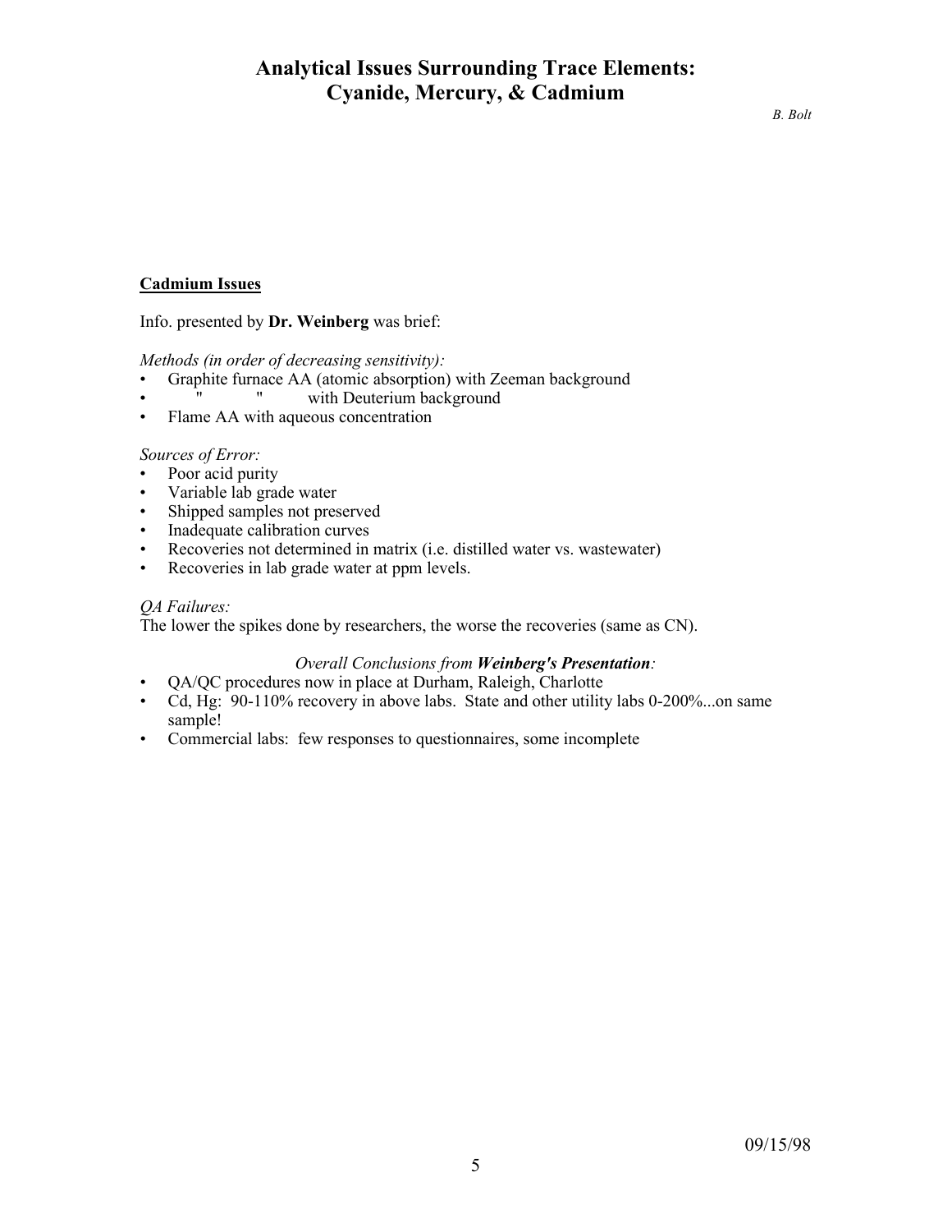**Cadmium Issues**

Info. presented by **Dr. Weinberg** was brief:

*Methods (in order of decreasing sensitivity):*

- Graphite furnace AA (atomic absorption) with Zeeman background
- " " with Deuterium background
- Flame AA with aqueous concentration

*Sources of Error:*

- Poor acid purity
- Variable lab grade water
- Shipped samples not preserved
- Inadequate calibration curves
- Recoveries not determined in matrix (i.e. distilled water vs. wastewater)
- Recoveries in lab grade water at ppm levels.

*QA Failures:*

The lower the spikes done by researchers, the worse the recoveries (same as CN).

*Overall Conclusions from **Weinberg's Presentation**:*

- QA/QC procedures now in place at Durham, Raleigh, Charlotte
- Cd, Hg: 90-110% recovery in above labs. State and other utility labs 0-200%...on same sample!
- Commercial labs: few responses to questionnaires, some incomplete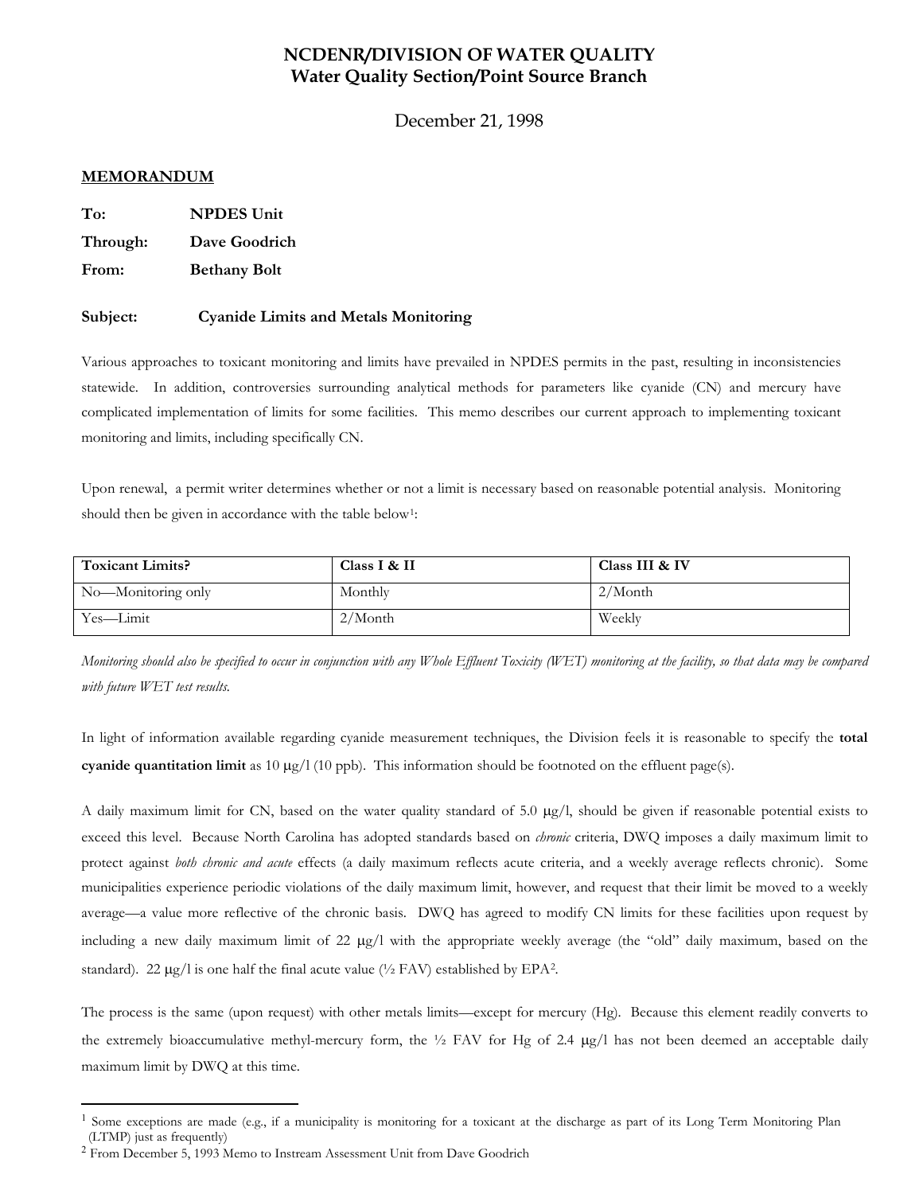# NCDENR/DIVISION OF WATER QUALITY
## Water Quality Section/Point Source Branch

December 21, 1998

**MEMORANDUM**

**To:** NPDES Unit

**Through:** Dave Goodrich

**From:** Bethany Bolt

**Subject:** Cyanide Limits and Metals Monitoring

Various approaches to toxicant monitoring and limits have prevailed in NPDES permits in the past, resulting in inconsistencies statewide. In addition, controversies surrounding analytical methods for parameters like cyanide (CN) and mercury have complicated implementation of limits for some facilities. This memo describes our current approach to implementing toxicant monitoring and limits, including specifically CN.

Upon renewal, a permit writer determines whether or not a limit is necessary based on reasonable potential analysis. Monitoring should then be given in accordance with the table below[1]:

| Toxicant Limits? | Class I & II | Class III & IV |
|---|---|---|
| No—Monitoring only | Monthly | 2/Month |
| Yes—Limit | 2/Month | Weekly |

*Monitoring should also be specified to occur in conjunction with any Whole Effluent Toxicity (WET) monitoring at the facility, so that data may be compared with future WET test results.*

In light of information available regarding cyanide measurement techniques, the Division feels it is reasonable to specify the **total cyanide quantitation limit** as 10 μg/l (10 ppb). This information should be footnoted on the effluent page(s).

A daily maximum limit for CN, based on the water quality standard of 5.0 μg/l, should be given if reasonable potential exists to exceed this level. Because North Carolina has adopted standards based on *chronic* criteria, DWQ imposes a daily maximum limit to protect against *both chronic and acute* effects (a daily maximum reflects acute criteria, and a weekly average reflects chronic). Some municipalities experience periodic violations of the daily maximum limit, however, and request that their limit be moved to a weekly average—a value more reflective of the chronic basis. DWQ has agreed to modify CN limits for these facilities upon request by including a new daily maximum limit of 22 μg/l with the appropriate weekly average (the "old" daily maximum, based on the standard). 22 μg/l is one half the final acute value (½ FAV) established by EPA[2].

The process is the same (upon request) with other metals limits—except for mercury (Hg). Because this element readily converts to the extremely bioaccumulative methyl-mercury form, the ½ FAV for Hg of 2.4 μg/l has not been deemed an acceptable daily maximum limit by DWQ at this time.

---

[1] Some exceptions are made (e.g., if a municipality is monitoring for a toxicant at the discharge as part of its Long Term Monitoring Plan (LTMP) just as frequently)

[2] From December 5, 1993 Memo to Instream Assessment Unit from Dave Goodrich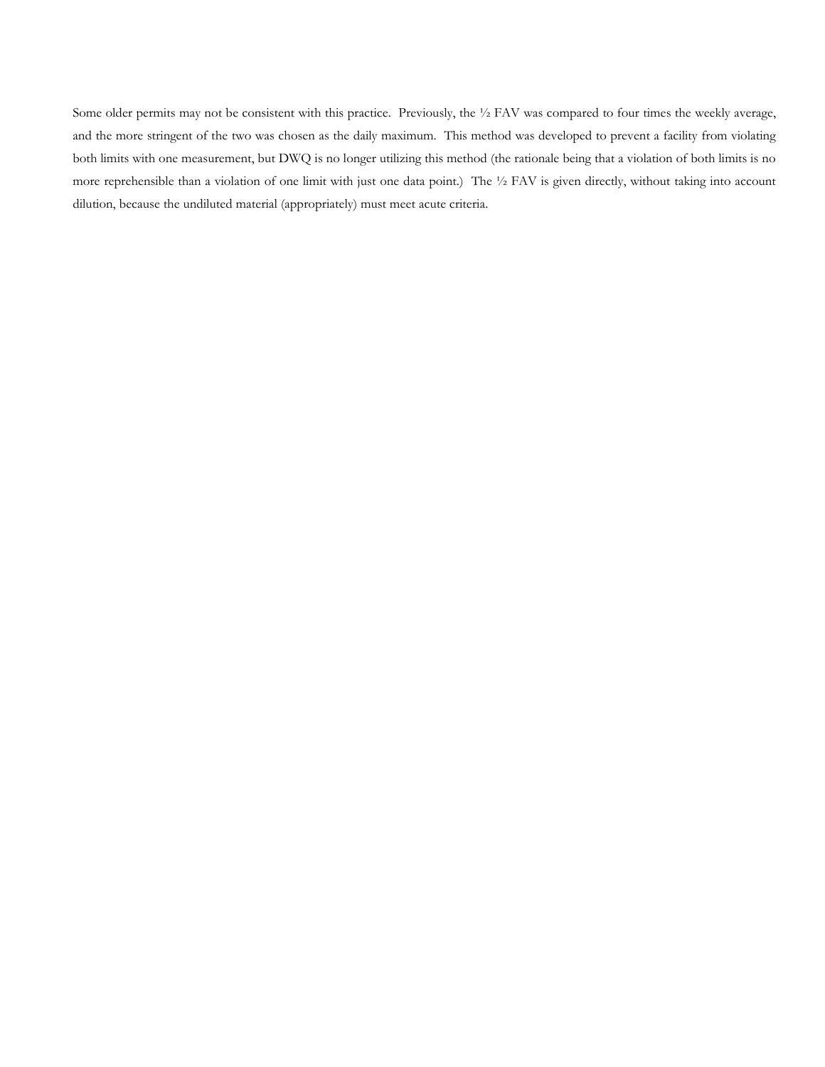Some older permits may not be consistent with this practice. Previously, the ½ FAV was compared to four times the weekly average, and the more stringent of the two was chosen as the daily maximum. This method was developed to prevent a facility from violating both limits with one measurement, but DWQ is no longer utilizing this method (the rationale being that a violation of both limits is no more reprehensible than a violation of one limit with just one data point.) The ½ FAV is given directly, without taking into account dilution, because the undiluted material (appropriately) must meet acute criteria.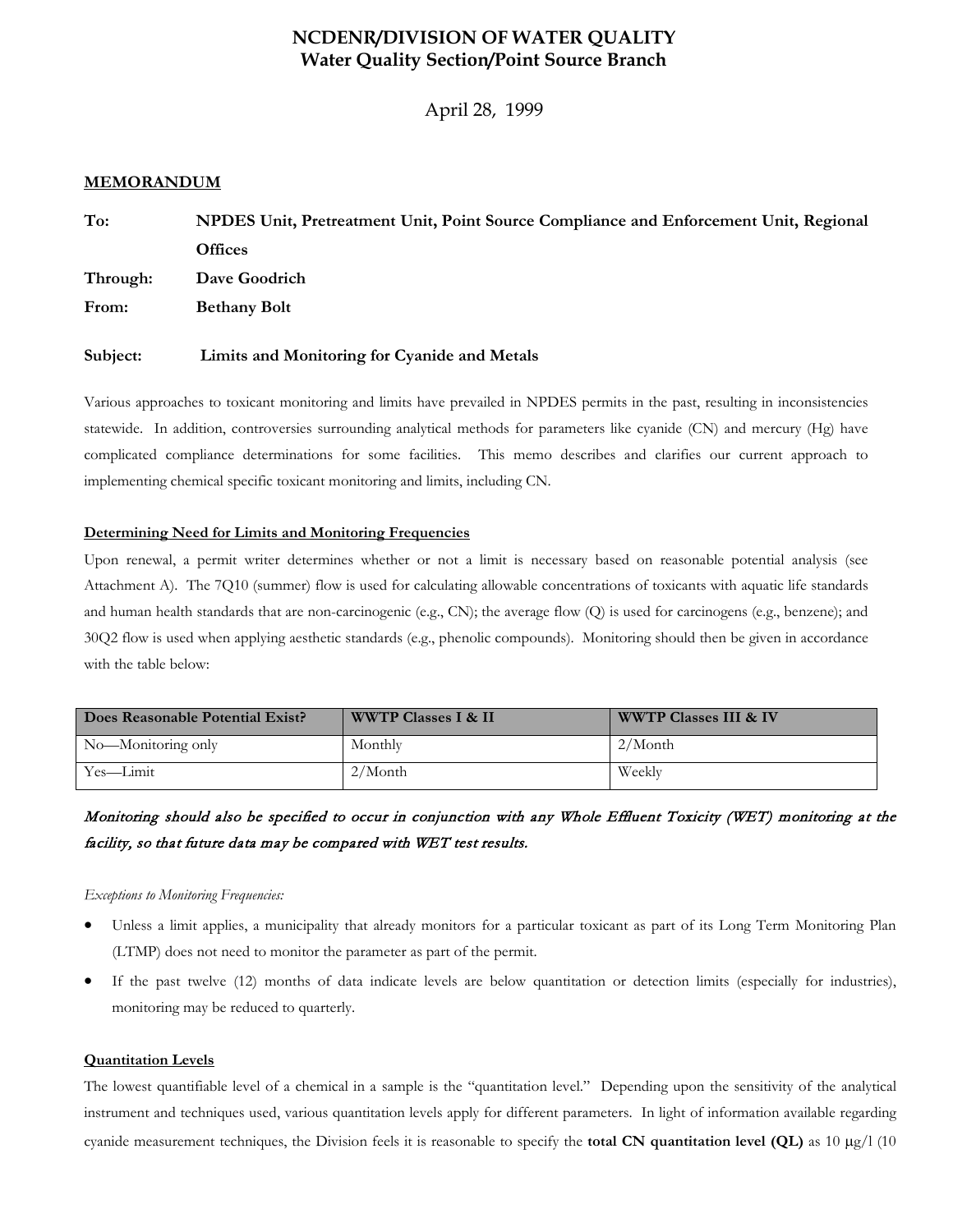# NCDENR/DIVISION OF WATER QUALITY
## Water Quality Section/Point Source Branch

April 28, 1999

**MEMORANDUM**

**To:** **NPDES Unit, Pretreatment Unit, Point Source Compliance and Enforcement Unit, Regional Offices**

**Through:** **Dave Goodrich**

**From:** **Bethany Bolt**

**Subject:** **Limits and Monitoring for Cyanide and Metals**

Various approaches to toxicant monitoring and limits have prevailed in NPDES permits in the past, resulting in inconsistencies statewide. In addition, controversies surrounding analytical methods for parameters like cyanide (CN) and mercury (Hg) have complicated compliance determinations for some facilities. This memo describes and clarifies our current approach to implementing chemical specific toxicant monitoring and limits, including CN.

**Determining Need for Limits and Monitoring Frequencies**

Upon renewal, a permit writer determines whether or not a limit is necessary based on reasonable potential analysis (see Attachment A). The 7Q10 (summer) flow is used for calculating allowable concentrations of toxicants with aquatic life standards and human health standards that are non-carcinogenic (e.g., CN); the average flow (Q) is used for carcinogens (e.g., benzene); and 30Q2 flow is used when applying aesthetic standards (e.g., phenolic compounds). Monitoring should then be given in accordance with the table below:

| Does Reasonable Potential Exist? | WWTP Classes I & II | WWTP Classes III & IV |
|---|---|---|
| No—Monitoring only | Monthly | 2/Month |
| Yes—Limit | 2/Month | Weekly |

*Monitoring should also be specified to occur in conjunction with any Whole Effluent Toxicity (WET) monitoring at the facility, so that future data may be compared with WET test results.*

*Exceptions to Monitoring Frequencies:*

- Unless a limit applies, a municipality that already monitors for a particular toxicant as part of its Long Term Monitoring Plan (LTMP) does not need to monitor the parameter as part of the permit.
- If the past twelve (12) months of data indicate levels are below quantitation or detection limits (especially for industries), monitoring may be reduced to quarterly.

**Quantitation Levels**

The lowest quantifiable level of a chemical in a sample is the "quantitation level." Depending upon the sensitivity of the analytical instrument and techniques used, various quantitation levels apply for different parameters. In light of information available regarding cyanide measurement techniques, the Division feels it is reasonable to specify the **total CN quantitation level (QL)** as 10 μg/l (10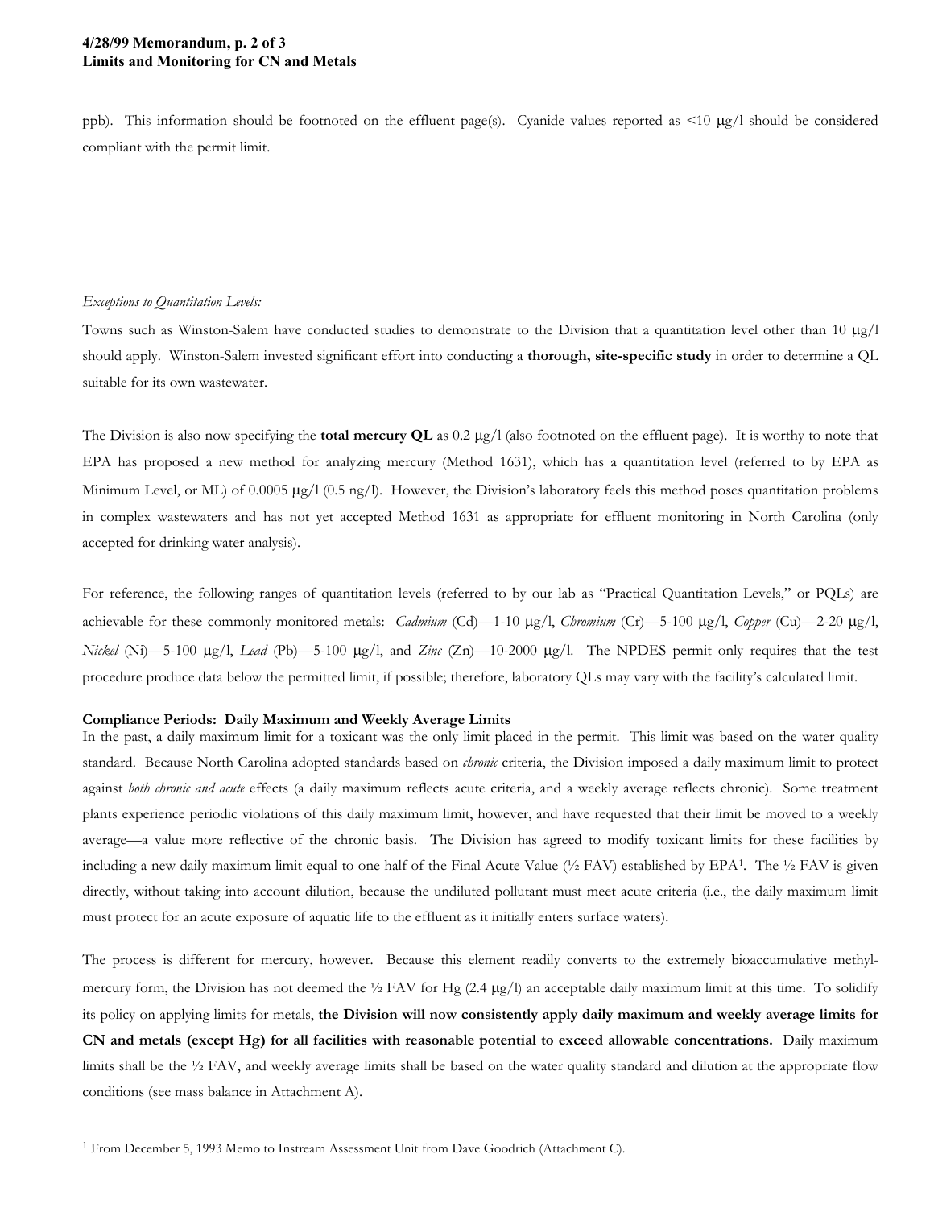ppb). This information should be footnoted on the effluent page(s). Cyanide values reported as <10 μg/l should be considered compliant with the permit limit.

*Exceptions to Quantitation Levels:*

Towns such as Winston-Salem have conducted studies to demonstrate to the Division that a quantitation level other than 10 μg/l should apply. Winston-Salem invested significant effort into conducting a **thorough, site-specific study** in order to determine a QL suitable for its own wastewater.

The Division is also now specifying the **total mercury QL** as 0.2 μg/l (also footnoted on the effluent page). It is worthy to note that EPA has proposed a new method for analyzing mercury (Method 1631), which has a quantitation level (referred to by EPA as Minimum Level, or ML) of 0.0005 μg/l (0.5 ng/l). However, the Division's laboratory feels this method poses quantitation problems in complex wastewaters and has not yet accepted Method 1631 as appropriate for effluent monitoring in North Carolina (only accepted for drinking water analysis).

For reference, the following ranges of quantitation levels (referred to by our lab as "Practical Quantitation Levels," or PQLs) are achievable for these commonly monitored metals: *Cadmium* (Cd)—1-10 μg/l, *Chromium* (Cr)—5-100 μg/l, *Copper* (Cu)—2-20 μg/l, *Nickel* (Ni)—5-100 μg/l, *Lead* (Pb)—5-100 μg/l, and *Zinc* (Zn)—10-2000 μg/l. The NPDES permit only requires that the test procedure produce data below the permitted limit, if possible; therefore, laboratory QLs may vary with the facility's calculated limit.

**Compliance Periods: Daily Maximum and Weekly Average Limits**

In the past, a daily maximum limit for a toxicant was the only limit placed in the permit. This limit was based on the water quality standard. Because North Carolina adopted standards based on *chronic* criteria, the Division imposed a daily maximum limit to protect against *both chronic and acute* effects (a daily maximum reflects acute criteria, and a weekly average reflects chronic). Some treatment plants experience periodic violations of this daily maximum limit, however, and have requested that their limit be moved to a weekly average—a value more reflective of the chronic basis. The Division has agreed to modify toxicant limits for these facilities by including a new daily maximum limit equal to one half of the Final Acute Value (½ FAV) established by EPA[1]. The ½ FAV is given directly, without taking into account dilution, because the undiluted pollutant must meet acute criteria (i.e., the daily maximum limit must protect for an acute exposure of aquatic life to the effluent as it initially enters surface waters).

The process is different for mercury, however. Because this element readily converts to the extremely bioaccumulative methyl-mercury form, the Division has not deemed the ½ FAV for Hg (2.4 μg/l) an acceptable daily maximum limit at this time. To solidify its policy on applying limits for metals, **the Division will now consistently apply daily maximum and weekly average limits for CN and metals (except Hg) for all facilities with reasonable potential to exceed allowable concentrations.** Daily maximum limits shall be the ½ FAV, and weekly average limits shall be based on the water quality standard and dilution at the appropriate flow conditions (see mass balance in Attachment A).

---

[1] From December 5, 1993 Memo to Instream Assessment Unit from Dave Goodrich (Attachment C).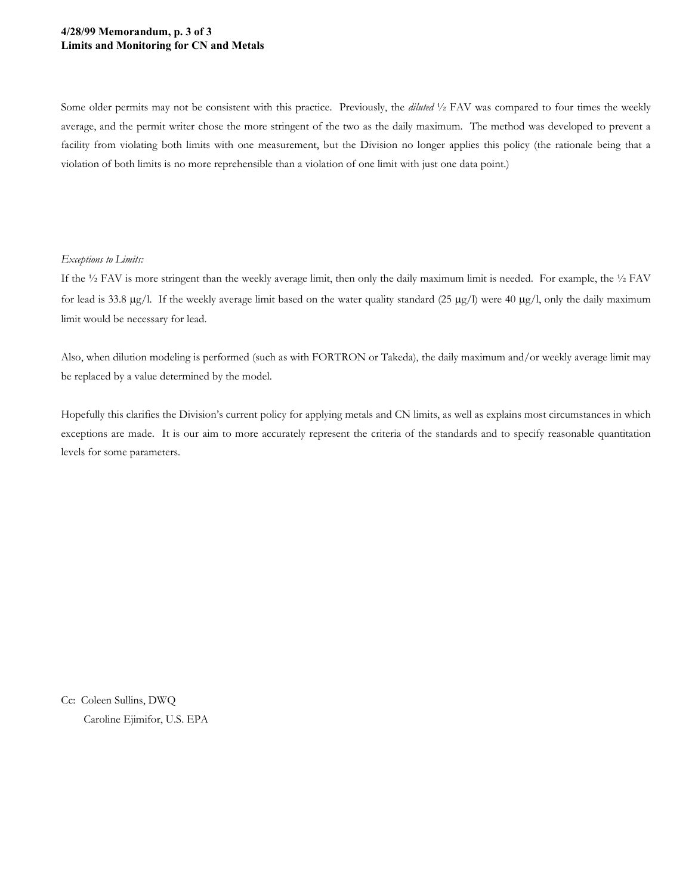Some older permits may not be consistent with this practice. Previously, the *diluted* ½ FAV was compared to four times the weekly average, and the permit writer chose the more stringent of the two as the daily maximum. The method was developed to prevent a facility from violating both limits with one measurement, but the Division no longer applies this policy (the rationale being that a violation of both limits is no more reprehensible than a violation of one limit with just one data point.)

*Exceptions to Limits:*

If the ½ FAV is more stringent than the weekly average limit, then only the daily maximum limit is needed. For example, the ½ FAV for lead is 33.8 μg/l. If the weekly average limit based on the water quality standard (25 μg/l) were 40 μg/l, only the daily maximum limit would be necessary for lead.

Also, when dilution modeling is performed (such as with FORTRON or Takeda), the daily maximum and/or weekly average limit may be replaced by a value determined by the model.

Hopefully this clarifies the Division's current policy for applying metals and CN limits, as well as explains most circumstances in which exceptions are made. It is our aim to more accurately represent the criteria of the standards and to specify reasonable quantitation levels for some parameters.

Cc: Coleen Sullins, DWQ
Caroline Ejimifor, U.S. EPA